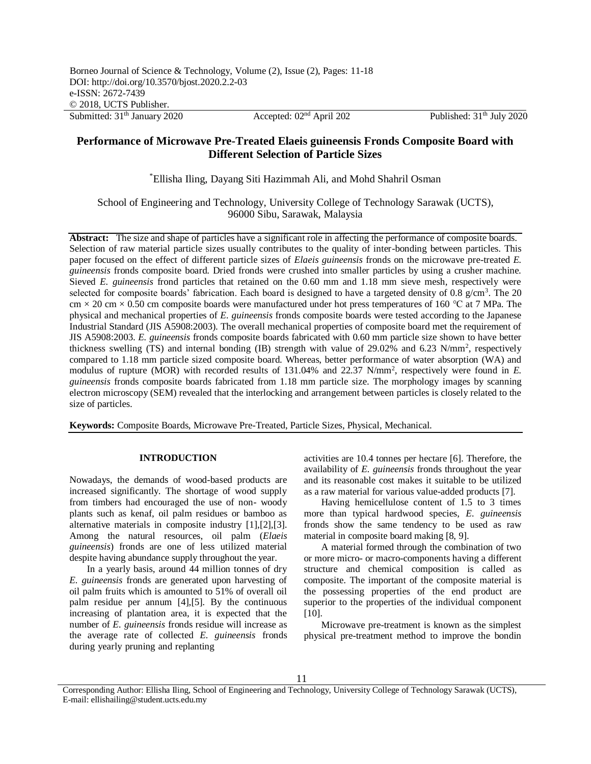Borneo Journal of Science & Technology, Volume (2), Issue (2), Pages: 11-18
DOI: http://doi.org/10.3570/bjost.2020.2.2-03
e-ISSN: 2672-7439
© 2018, UCTS Publisher.

Submitted: 31th January 2020 Accepted: 02nd April 202 Published: 31th July 2020

# Performance of Microwave Pre-Treated Elaeis guineensis Fronds Composite Board with Different Selection of Particle Sizes

*Ellisha Iling, Dayang Siti Hazimmah Ali, and Mohd Shahril Osman

School of Engineering and Technology, University College of Technology Sarawak (UCTS), 96000 Sibu, Sarawak, Malaysia

**Abstract:** The size and shape of particles have a significant role in affecting the performance of composite boards. Selection of raw material particle sizes usually contributes to the quality of inter-bonding between particles. This paper focused on the effect of different particle sizes of *Elaeis guineensis* fronds on the microwave pre-treated *E. guineensis* fronds composite board. Dried fronds were crushed into smaller particles by using a crusher machine. Sieved *E. guineensis* frond particles that retained on the 0.60 mm and 1.18 mm sieve mesh, respectively were selected for composite boards' fabrication. Each board is designed to have a targeted density of 0.8 g/cm$^3$. The 20 cm × 20 cm × 0.50 cm composite boards were manufactured under hot press temperatures of 160 °C at 7 MPa. The physical and mechanical properties of *E. guineensis* fronds composite boards were tested according to the Japanese Industrial Standard (JIS A5908:2003). The overall mechanical properties of composite board met the requirement of JIS A5908:2003. *E. guineensis* fronds composite boards fabricated with 0.60 mm particle size shown to have better thickness swelling (TS) and internal bonding (IB) strength with value of 29.02% and 6.23 N/mm$^2$, respectively compared to 1.18 mm particle sized composite board. Whereas, better performance of water absorption (WA) and modulus of rupture (MOR) with recorded results of 131.04% and 22.37 N/mm$^2$, respectively were found in *E. guineensis* fronds composite boards fabricated from 1.18 mm particle size. The morphology images by scanning electron microscopy (SEM) revealed that the interlocking and arrangement between particles is closely related to the size of particles.

**Keywords:** Composite Boards, Microwave Pre-Treated, Particle Sizes, Physical, Mechanical.

## INTRODUCTION

Nowadays, the demands of wood-based products are increased significantly. The shortage of wood supply from timbers had encouraged the use of non- woody plants such as kenaf, oil palm residues or bamboo as alternative materials in composite industry [1],[2],[3]. Among the natural resources, oil palm (*Elaeis guineensis*) fronds are one of less utilized material despite having abundance supply throughout the year.

In a yearly basis, around 44 million tonnes of dry *E. guineensis* fronds are generated upon harvesting of oil palm fruits which is amounted to 51% of overall oil palm residue per annum [4],[5]. By the continuous increasing of plantation area, it is expected that the number of *E. guineensis* fronds residue will increase as the average rate of collected *E. guineensis* fronds during yearly pruning and replanting activities are 10.4 tonnes per hectare [6]. Therefore, the availability of *E. guineensis* fronds throughout the year and its reasonable cost makes it suitable to be utilized as a raw material for various value-added products [7].

Having hemicellulose content of 1.5 to 3 times more than typical hardwood species, *E. guineensis* fronds show the same tendency to be used as raw material in composite board making [8, 9].

A material formed through the combination of two or more micro- or macro-components having a different structure and chemical composition is called as composite. The important of the composite material is the possessing properties of the end product are superior to the properties of the individual component [10].

Microwave pre-treatment is known as the simplest physical pre-treatment method to improve the bondin

Corresponding Author: Ellisha Iling, School of Engineering and Technology, University College of Technology Sarawak (UCTS), E-mail: ellishailing@student.ucts.edu.my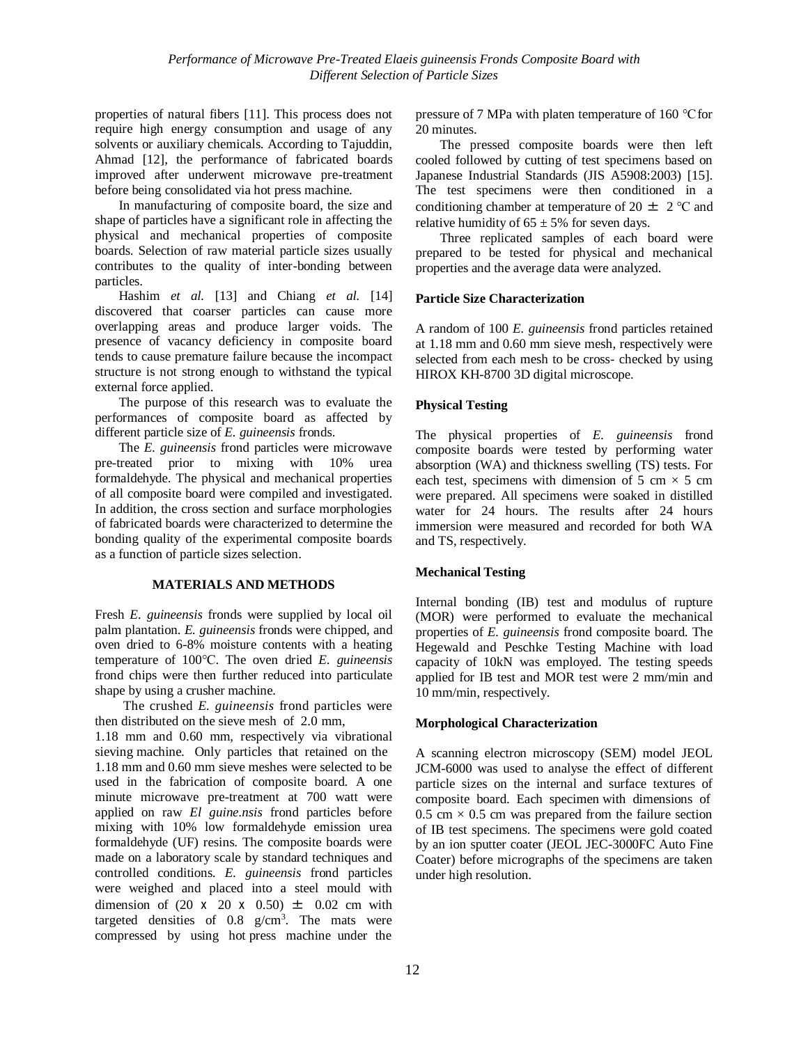properties of natural fibers [11]. This process does not require high energy consumption and usage of any solvents or auxiliary chemicals. According to Tajuddin, Ahmad [12], the performance of fabricated boards improved after underwent microwave pre-treatment before being consolidated via hot press machine.

In manufacturing of composite board, the size and shape of particles have a significant role in affecting the physical and mechanical properties of composite boards. Selection of raw material particle sizes usually contributes to the quality of inter-bonding between particles.

Hashim *et al.* [13] and Chiang *et al.* [14] discovered that coarser particles can cause more overlapping areas and produce larger voids. The presence of vacancy deficiency in composite board tends to cause premature failure because the incompact structure is not strong enough to withstand the typical external force applied.

The purpose of this research was to evaluate the performances of composite board as affected by different particle size of *E. guineensis* fronds.

The *E. guineensis* frond particles were microwave pre-treated prior to mixing with 10% urea formaldehyde. The physical and mechanical properties of all composite board were compiled and investigated. In addition, the cross section and surface morphologies of fabricated boards were characterized to determine the bonding quality of the experimental composite boards as a function of particle sizes selection.

## MATERIALS AND METHODS

Fresh *E. guineensis* fronds were supplied by local oil palm plantation. *E. guineensis* fronds were chipped, and oven dried to 6-8% moisture contents with a heating temperature of 100°C. The oven dried *E. guineensis* frond chips were then further reduced into particulate shape by using a crusher machine.

The crushed *E. guineensis* frond particles were then distributed on the sieve mesh of 2.0 mm, 1.18 mm and 0.60 mm, respectively via vibrational sieving machine. Only particles that retained on the 1.18 mm and 0.60 mm sieve meshes were selected to be used in the fabrication of composite board. A one minute microwave pre-treatment at 700 watt were applied on raw *El guine.nsis* frond particles before mixing with 10% low formaldehyde emission urea formaldehyde (UF) resins. The composite boards were made on a laboratory scale by standard techniques and controlled conditions. *E. guineensis* frond particles were weighed and placed into a steel mould with dimension of (20 x 20 x 0.50) ± 0.02 cm with targeted densities of 0.8 g/cm$^3$. The mats were compressed by using hot press machine under the pressure of 7 MPa with platen temperature of 160 °C for 20 minutes.

The pressed composite boards were then left cooled followed by cutting of test specimens based on Japanese Industrial Standards (JIS A5908:2003) [15]. The test specimens were then conditioned in a conditioning chamber at temperature of 20 ± 2 °C and relative humidity of 65 ± 5% for seven days.

Three replicated samples of each board were prepared to be tested for physical and mechanical properties and the average data were analyzed.

### Particle Size Characterization

A random of 100 *E. guineensis* frond particles retained at 1.18 mm and 0.60 mm sieve mesh, respectively were selected from each mesh to be cross- checked by using HIROX KH-8700 3D digital microscope.

### Physical Testing

The physical properties of *E. guineensis* frond composite boards were tested by performing water absorption (WA) and thickness swelling (TS) tests. For each test, specimens with dimension of 5 cm × 5 cm were prepared. All specimens were soaked in distilled water for 24 hours. The results after 24 hours immersion were measured and recorded for both WA and TS, respectively.

### Mechanical Testing

Internal bonding (IB) test and modulus of rupture (MOR) were performed to evaluate the mechanical properties of *E. guineensis* frond composite board. The Hegewald and Peschke Testing Machine with load capacity of 10kN was employed. The testing speeds applied for IB test and MOR test were 2 mm/min and 10 mm/min, respectively.

### Morphological Characterization

A scanning electron microscopy (SEM) model JEOL JCM-6000 was used to analyse the effect of different particle sizes on the internal and surface textures of composite board. Each specimen with dimensions of 0.5 cm × 0.5 cm was prepared from the failure section of IB test specimens. The specimens were gold coated by an ion sputter coater (JEOL JEC-3000FC Auto Fine Coater) before micrographs of the specimens are taken under high resolution.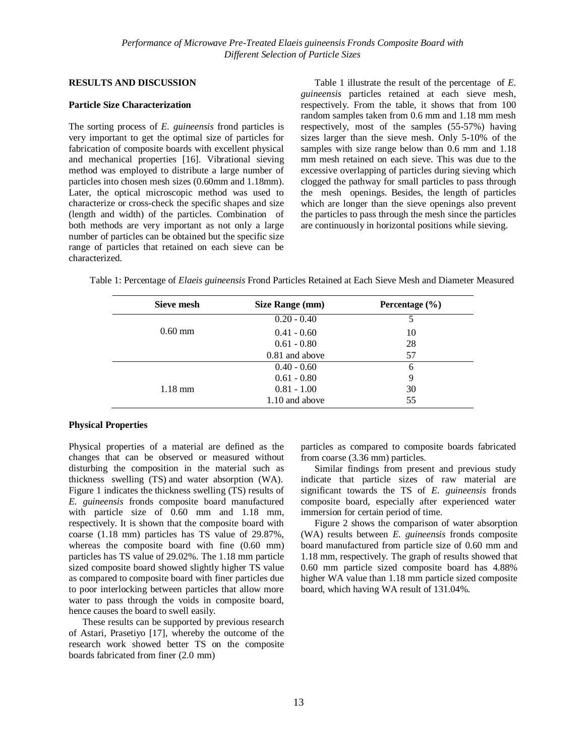## RESULTS AND DISCUSSION

### Particle Size Characterization

The sorting process of *E. guineensis* frond particles is very important to get the optimal size of particles for fabrication of composite boards with excellent physical and mechanical properties [16]. Vibrational sieving method was employed to distribute a large number of particles into chosen mesh sizes (0.60mm and 1.18mm). Later, the optical microscopic method was used to characterize or cross-check the specific shapes and size (length and width) of the particles. Combination of both methods are very important as not only a large number of particles can be obtained but the specific size range of particles that retained on each sieve can be characterized.

Table 1 illustrate the result of the percentage of *E. guineensis* particles retained at each sieve mesh, respectively. From the table, it shows that from 100 random samples taken from 0.6 mm and 1.18 mm mesh respectively, most of the samples (55-57%) having sizes larger than the sieve mesh. Only 5-10% of the samples with size range below than 0.6 mm and 1.18 mm mesh retained on each sieve. This was due to the excessive overlapping of particles during sieving which clogged the pathway for small particles to pass through the mesh openings. Besides, the length of particles which are longer than the sieve openings also prevent the particles to pass through the mesh since the particles are continuously in horizontal positions while sieving.

Table 1: Percentage of *Elaeis guineensis* Frond Particles Retained at Each Sieve Mesh and Diameter Measured

| Sieve mesh | Size Range (mm) | Percentage (%) |
|---|---|---|
| 0.60 mm | 0.20 - 0.40 | 5 |
| | 0.41 - 0.60 | 10 |
| | 0.61 - 0.80 | 28 |
| | 0.81 and above | 57 |
| 1.18 mm | 0.40 - 0.60 | 6 |
| | 0.61 - 0.80 | 9 |
| | 0.81 - 1.00 | 30 |
| | 1.10 and above | 55 |

### Physical Properties

Physical properties of a material are defined as the changes that can be observed or measured without disturbing the composition in the material such as thickness swelling (TS) and water absorption (WA). Figure 1 indicates the thickness swelling (TS) results of *E. guineensis* fronds composite board manufactured with particle size of 0.60 mm and 1.18 mm, respectively. It is shown that the composite board with coarse (1.18 mm) particles has TS value of 29.87%, whereas the composite board with fine (0.60 mm) particles has TS value of 29.02%. The 1.18 mm particle sized composite board showed slightly higher TS value as compared to composite board with finer particles due to poor interlocking between particles that allow more water to pass through the voids in composite board, hence causes the board to swell easily.

These results can be supported by previous research of Astari, Prasetiyo [17], whereby the outcome of the research work showed better TS on the composite boards fabricated from finer (2.0 mm) particles as compared to composite boards fabricated from coarse (3.36 mm) particles.

Similar findings from present and previous study indicate that particle sizes of raw material are significant towards the TS of *E. guineensis* fronds composite board, especially after experienced water immersion for certain period of time.

Figure 2 shows the comparison of water absorption (WA) results between *E. guineensis* fronds composite board manufactured from particle size of 0.60 mm and 1.18 mm, respectively. The graph of results showed that 0.60 mm particle sized composite board has 4.88% higher WA value than 1.18 mm particle sized composite board, which having WA result of 131.04%.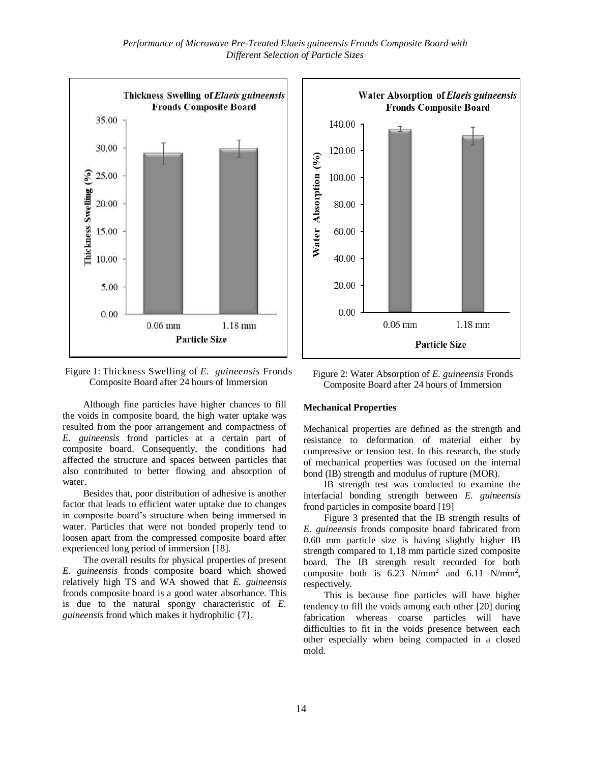Thickness Swelling of *Elaeis guineensis* Fronds Composite Board

35.00

30.00

25.00

20.00

15.00

10.00

5.00

0.00

Thickness Swelling (%)

0.06 mm

1.18 mm

Particle Size

Figure 1: Thickness Swelling of *E. guineensis* Fronds Composite Board after 24 hours of Immersion

Water Absorption of *Elaeis guineensis* Fronds Composite Board

140.00

120.00

100.00

80.00

60.00

40.00

20.00

0.00

Water Absorption (%)

0.06 mm

1.18 mm

Particle Size

Figure 2: Water Absorption of *E. guineensis* Fronds Composite Board after 24 hours of Immersion

Although fine particles have higher chances to fill the voids in composite board, the high water uptake was resulted from the poor arrangement and compactness of *E. guineensis* frond particles at a certain part of composite board. Consequently, the conditions had affected the structure and spaces between particles that also contributed to better flowing and absorption of water.

Besides that, poor distribution of adhesive is another factor that leads to efficient water uptake due to changes in composite board's structure when being immersed in water. Particles that were not bonded properly tend to loosen apart from the compressed composite board after experienced long period of immersion [18].

The overall results for physical properties of present *E. guineensis* fronds composite board which showed relatively high TS and WA showed that *E. guineensis* fronds composite board is a good water absorbance. This is due to the natural spongy characteristic of *E. guineensis* frond which makes it hydrophilic {7}.

**Mechanical Properties**

Mechanical properties are defined as the strength and resistance to deformation of material either by compressive or tension test. In this research, the study of mechanical properties was focused on the internal bond (IB) strength and modulus of rupture (MOR).

IB strength test was conducted to examine the interfacial bonding strength between *E. guineensis* frond particles in composite board [19]

Figure 3 presented that the IB strength results of *E. guineensis* fronds composite board fabricated from 0.60 mm particle size is having slightly higher IB strength compared to 1.18 mm particle sized composite board. The IB strength result recorded for both composite both is 6.23 $N/mm^2$ and 6.11 $N/mm^2$, respectively.

This is because fine particles will have higher tendency to fill the voids among each other [20] during fabrication whereas coarse particles will have difficulties to fit in the voids presence between each other especially when being compacted in a closed mold.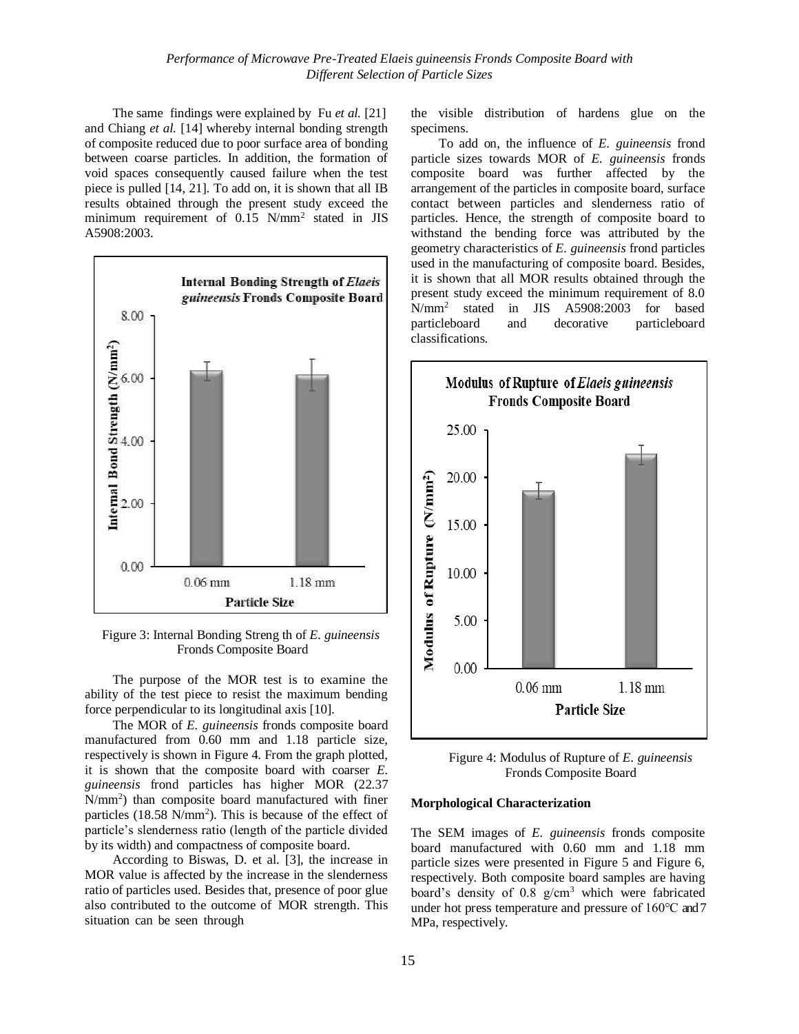The same findings were explained by Fu *et al.* [21] and Chiang *et al.* [14] whereby internal bonding strength of composite reduced due to poor surface area of bonding between coarse particles. In addition, the formation of void spaces consequently caused failure when the test piece is pulled [14, 21]. To add on, it is shown that all IB results obtained through the present study exceed the minimum requirement of 0.15 N/mm$^2$ stated in JIS A5908:2003.

Internal Bonding Strength of *Elaeis guineensis* Fronds Composite Board

Internal Bond Strength (N/mm$^2$)

8.00
6.00
4.00
2.00
0.00

0.06 mm
1.18 mm

Particle Size

Figure 3: Internal Bonding Streng th of *E. guineensis* Fronds Composite Board

The purpose of the MOR test is to examine the ability of the test piece to resist the maximum bending force perpendicular to its longitudinal axis [10].

The MOR of *E. guineensis* fronds composite board manufactured from 0.60 mm and 1.18 particle size, respectively is shown in Figure 4. From the graph plotted, it is shown that the composite board with coarser *E. guineensis* frond particles has higher MOR (22.37 N/mm$^2$) than composite board manufactured with finer particles (18.58 N/mm$^2$). This is because of the effect of particle's slenderness ratio (length of the particle divided by its width) and compactness of composite board.

According to Biswas, D. et al. [3], the increase in MOR value is affected by the increase in the slenderness ratio of particles used. Besides that, presence of poor glue also contributed to the outcome of MOR strength. This situation can be seen through the visible distribution of hardens glue on the specimens.

To add on, the influence of *E. guineensis* frond particle sizes towards MOR of *E. guineensis* fronds composite board was further affected by the arrangement of the particles in composite board, surface contact between particles and slenderness ratio of particles. Hence, the strength of composite board to withstand the bending force was attributed by the geometry characteristics of *E. guineensis* frond particles used in the manufacturing of composite board. Besides, it is shown that all MOR results obtained through the present study exceed the minimum requirement of 8.0 N/mm$^2$ stated in JIS A5908:2003 for based particleboard and decorative particleboard classifications.

Modulus of Rupture of *Elaeis guineensis* Fronds Composite Board

Modulus of Rupture (N/mm$^2$)

25.00
20.00
15.00
10.00
5.00
0.00

0.06 mm
1.18 mm

Particle Size

Figure 4: Modulus of Rupture of *E. guineensis* Fronds Composite Board

**Morphological Characterization**

The SEM images of *E. guineensis* fronds composite board manufactured with 0.60 mm and 1.18 mm particle sizes were presented in Figure 5 and Figure 6, respectively. Both composite board samples are having board's density of 0.8 g/cm$^3$ which were fabricated under hot press temperature and pressure of 160°C and 7 MPa, respectively.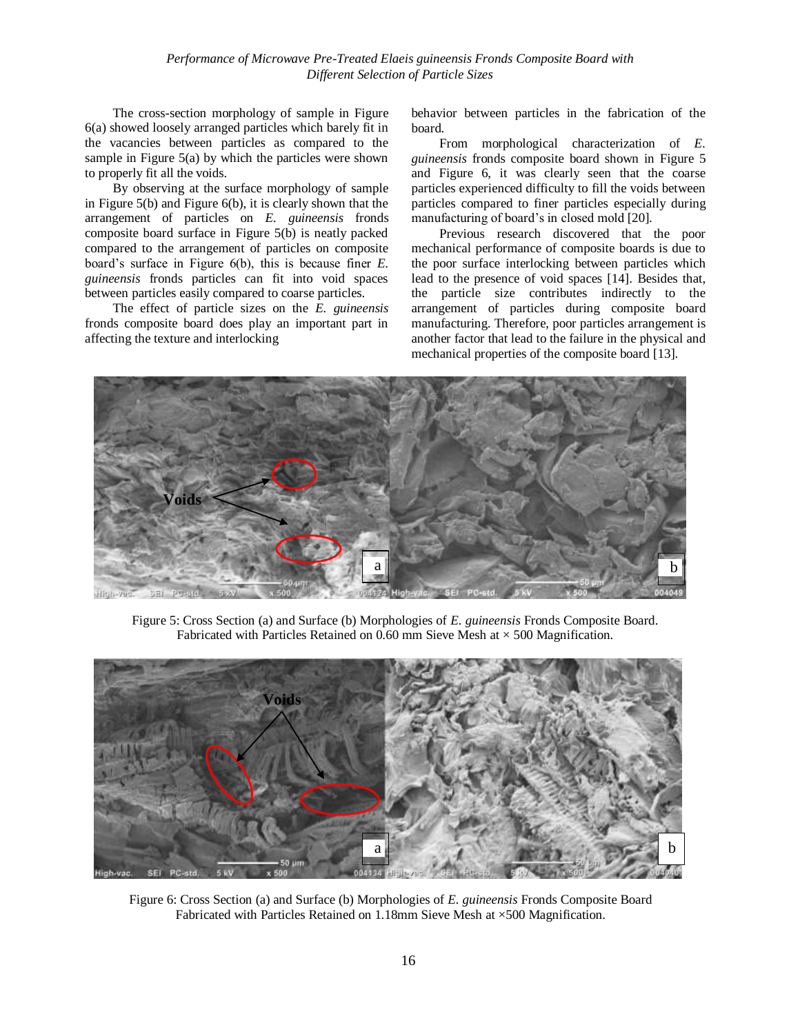The cross-section morphology of sample in Figure 6(a) showed loosely arranged particles which barely fit in the vacancies between particles as compared to the sample in Figure 5(a) by which the particles were shown to properly fit all the voids.

By observing at the surface morphology of sample in Figure 5(b) and Figure 6(b), it is clearly shown that the arrangement of particles on *E. guineensis* fronds composite board surface in Figure 5(b) is neatly packed compared to the arrangement of particles on composite board's surface in Figure 6(b), this is because finer *E. guineensis* fronds particles can fit into void spaces between particles easily compared to coarse particles.

The effect of particle sizes on the *E. guineensis* fronds composite board does play an important part in affecting the texture and interlocking behavior between particles in the fabrication of the board.

From morphological characterization of *E. guineensis* fronds composite board shown in Figure 5 and Figure 6, it was clearly seen that the coarse particles experienced difficulty to fill the voids between particles compared to finer particles especially during manufacturing of board's in closed mold [20].

Previous research discovered that the poor mechanical performance of composite boards is due to the poor surface interlocking between particles which lead to the presence of void spaces [14]. Besides that, the particle size contributes indirectly to the arrangement of particles during composite board manufacturing. Therefore, poor particles arrangement is another factor that lead to the failure in the physical and mechanical properties of the composite board [13].

Figure 5: Cross Section (a) and Surface (b) Morphologies of *E. guineensis* Fronds Composite Board. Fabricated with Particles Retained on 0.60 mm Sieve Mesh at × 500 Magnification.

Figure 6: Cross Section (a) and Surface (b) Morphologies of *E. guineensis* Fronds Composite Board Fabricated with Particles Retained on 1.18mm Sieve Mesh at ×500 Magnification.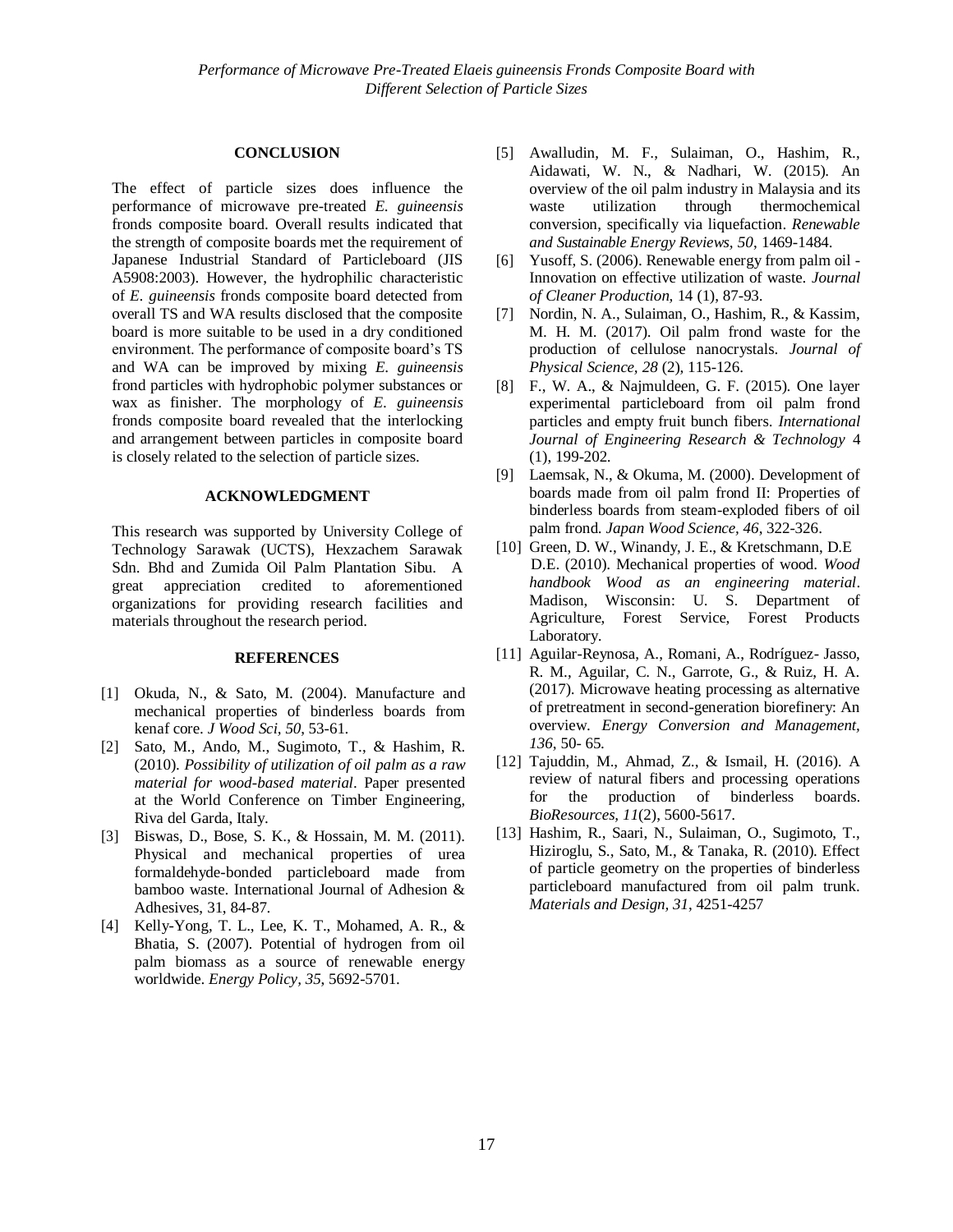## CONCLUSION

The effect of particle sizes does influence the performance of microwave pre-treated *E. guineensis* fronds composite board. Overall results indicated that the strength of composite boards met the requirement of Japanese Industrial Standard of Particleboard (JIS A5908:2003). However, the hydrophilic characteristic of *E. guineensis* fronds composite board detected from overall TS and WA results disclosed that the composite board is more suitable to be used in a dry conditioned environment. The performance of composite board's TS and WA can be improved by mixing *E. guineensis* frond particles with hydrophobic polymer substances or wax as finisher. The morphology of *E. guineensis* fronds composite board revealed that the interlocking and arrangement between particles in composite board is closely related to the selection of particle sizes.

## ACKNOWLEDGMENT

This research was supported by University College of Technology Sarawak (UCTS), Hexzachem Sarawak Sdn. Bhd and Zumida Oil Palm Plantation Sibu. A great appreciation credited to aforementioned organizations for providing research facilities and materials throughout the research period.

## REFERENCES

[1] Okuda, N., & Sato, M. (2004). Manufacture and mechanical properties of binderless boards from kenaf core. *J Wood Sci, 50*, 53-61.

[2] Sato, M., Ando, M., Sugimoto, T., & Hashim, R. (2010). *Possibility of utilization of oil palm as a raw material for wood-based material*. Paper presented at the World Conference on Timber Engineering, Riva del Garda, Italy.

[3] Biswas, D., Bose, S. K., & Hossain, M. M. (2011). Physical and mechanical properties of urea formaldehyde-bonded particleboard made from bamboo waste. International Journal of Adhesion & Adhesives, 31, 84-87.

[4] Kelly-Yong, T. L., Lee, K. T., Mohamed, A. R., & Bhatia, S. (2007). Potential of hydrogen from oil palm biomass as a source of renewable energy worldwide. *Energy Policy, 35*, 5692-5701.

[5] Awalludin, M. F., Sulaiman, O., Hashim, R., Aidawati, W. N., & Nadhari, W. (2015). An overview of the oil palm industry in Malaysia and its waste utilization through thermochemical conversion, specifically via liquefaction. *Renewable and Sustainable Energy Reviews, 50*, 1469-1484.

[6] Yusoff, S. (2006). Renewable energy from palm oil - Innovation on effective utilization of waste. *Journal of Cleaner Production,* 14 (1), 87-93.

[7] Nordin, N. A., Sulaiman, O., Hashim, R., & Kassim, M. H. M. (2017). Oil palm frond waste for the production of cellulose nanocrystals. *Journal of Physical Science, 28* (2), 115-126.

[8] F., W. A., & Najmuldeen, G. F. (2015). One layer experimental particleboard from oil palm frond particles and empty fruit bunch fibers. *International Journal of Engineering Research & Technology* 4 (1), 199-202.

[9] Laemsak, N., & Okuma, M. (2000). Development of boards made from oil palm frond II: Properties of binderless boards from steam-exploded fibers of oil palm frond. *Japan Wood Science, 46*, 322-326.

[10] Green, D. W., Winandy, J. E., & Kretschmann, D.E D.E. (2010). Mechanical properties of wood. *Wood handbook Wood as an engineering material*. Madison, Wisconsin: U. S. Department of Agriculture, Forest Service, Forest Products Laboratory.

[11] Aguilar-Reynosa, A., Romani, A., Rodríguez- Jasso, R. M., Aguilar, C. N., Garrote, G., & Ruiz, H. A. (2017). Microwave heating processing as alternative of pretreatment in second-generation biorefinery: An overview. *Energy Conversion and Management, 136*, 50- 65.

[12] Tajuddin, M., Ahmad, Z., & Ismail, H. (2016). A review of natural fibers and processing operations for the production of binderless boards. *BioResources, 11*(2), 5600-5617.

[13] Hashim, R., Saari, N., Sulaiman, O., Sugimoto, T., Hiziroglu, S., Sato, M., & Tanaka, R. (2010). Effect of particle geometry on the properties of binderless particleboard manufactured from oil palm trunk. *Materials and Design, 31*, 4251-4257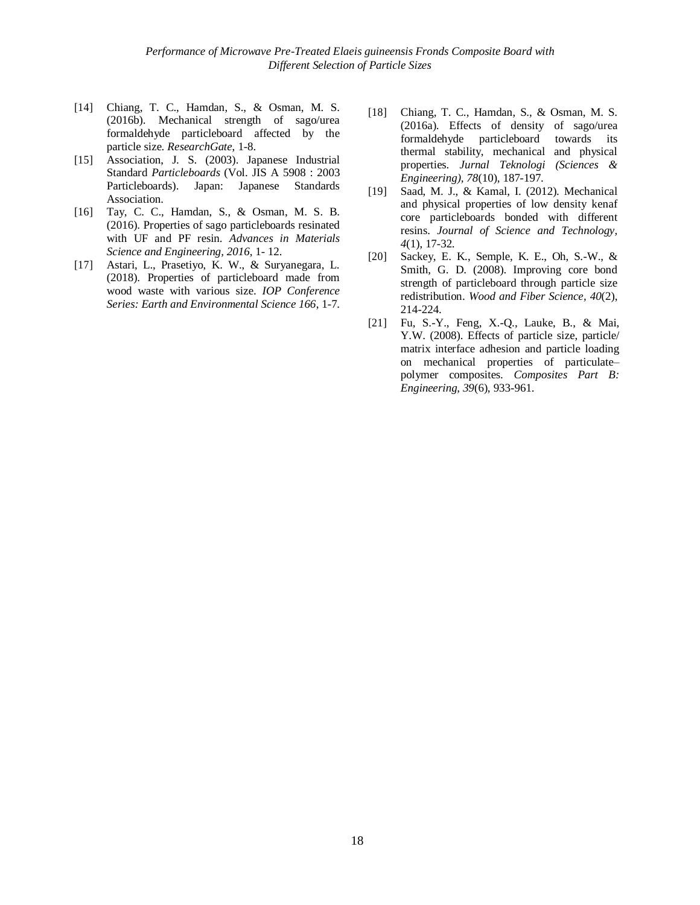[14] Chiang, T. C., Hamdan, S., & Osman, M. S. (2016b). Mechanical strength of sago/urea formaldehyde particleboard affected by the particle size. *ResearchGate*, 1-8.

[15] Association, J. S. (2003). Japanese Industrial Standard *Particleboards* (Vol. JIS A 5908 : 2003 Particleboards). Japan: Japanese Standards Association.

[16] Tay, C. C., Hamdan, S., & Osman, M. S. B. (2016). Properties of sago particleboards resinated with UF and PF resin. *Advances in Materials Science and Engineering, 2016*, 1- 12.

[17] Astari, L., Prasetiyo, K. W., & Suryanegara, L. (2018). Properties of particleboard made from wood waste with various size. *IOP Conference Series: Earth and Environmental Science 166*, 1-7.

[18] Chiang, T. C., Hamdan, S., & Osman, M. S. (2016a). Effects of density of sago/urea formaldehyde particleboard towards its thermal stability, mechanical and physical properties. *Jurnal Teknologi (Sciences & Engineering), 78*(10), 187-197.

[19] Saad, M. J., & Kamal, I. (2012). Mechanical and physical properties of low density kenaf core particleboards bonded with different resins. *Journal of Science and Technology, 4*(1), 17-32.

[20] Sackey, E. K., Semple, K. E., Oh, S.-W., & Smith, G. D. (2008). Improving core bond strength of particleboard through particle size redistribution. *Wood and Fiber Science, 40*(2), 214-224.

[21] Fu, S.-Y., Feng, X.-Q., Lauke, B., & Mai, Y.W. (2008). Effects of particle size, particle/matrix interface adhesion and particle loading on mechanical properties of particulate–polymer composites. *Composites Part B: Engineering, 39*(6), 933-961.